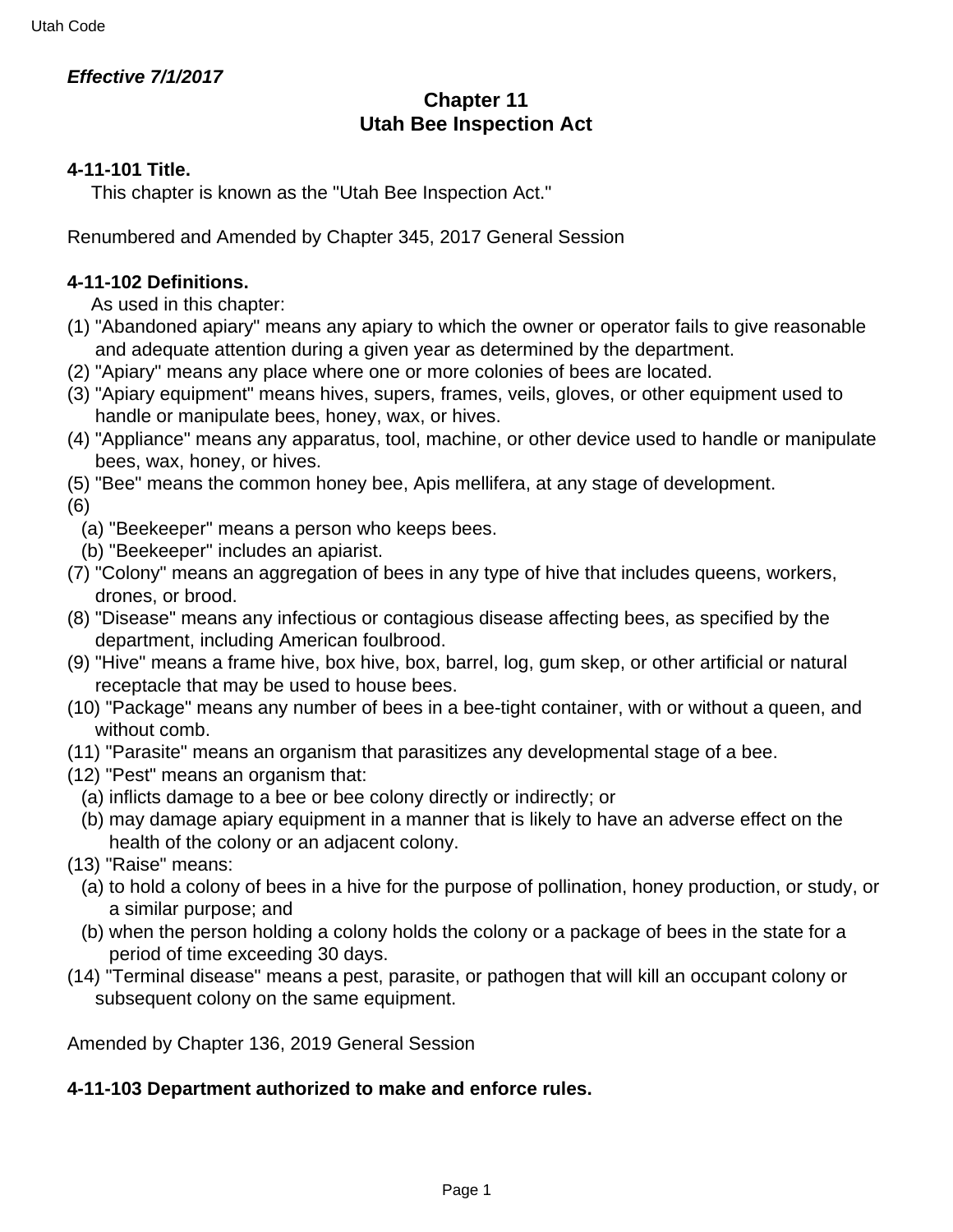*Effective 7/1/2017*

# Chapter 11
# Utah Bee Inspection Act

### 4-11-101 Title.

This chapter is known as the "Utah Bee Inspection Act."

Renumbered and Amended by Chapter 345, 2017 General Session

### 4-11-102 Definitions.

As used in this chapter:

(1) "Abandoned apiary" means any apiary to which the owner or operator fails to give reasonable and adequate attention during a given year as determined by the department.

(2) "Apiary" means any place where one or more colonies of bees are located.

(3) "Apiary equipment" means hives, supers, frames, veils, gloves, or other equipment used to handle or manipulate bees, honey, wax, or hives.

(4) "Appliance" means any apparatus, tool, machine, or other device used to handle or manipulate bees, wax, honey, or hives.

(5) "Bee" means the common honey bee, Apis mellifera, at any stage of development.

(6)

(a) "Beekeeper" means a person who keeps bees.

(b) "Beekeeper" includes an apiarist.

(7) "Colony" means an aggregation of bees in any type of hive that includes queens, workers, drones, or brood.

(8) "Disease" means any infectious or contagious disease affecting bees, as specified by the department, including American foulbrood.

(9) "Hive" means a frame hive, box hive, box, barrel, log, gum skep, or other artificial or natural receptacle that may be used to house bees.

(10) "Package" means any number of bees in a bee-tight container, with or without a queen, and without comb.

(11) "Parasite" means an organism that parasitizes any developmental stage of a bee.

(12) "Pest" means an organism that:

(a) inflicts damage to a bee or bee colony directly or indirectly; or

(b) may damage apiary equipment in a manner that is likely to have an adverse effect on the health of the colony or an adjacent colony.

(13) "Raise" means:

(a) to hold a colony of bees in a hive for the purpose of pollination, honey production, or study, or a similar purpose; and

(b) when the person holding a colony holds the colony or a package of bees in the state for a period of time exceeding 30 days.

(14) "Terminal disease" means a pest, parasite, or pathogen that will kill an occupant colony or subsequent colony on the same equipment.

Amended by Chapter 136, 2019 General Session

### 4-11-103 Department authorized to make and enforce rules.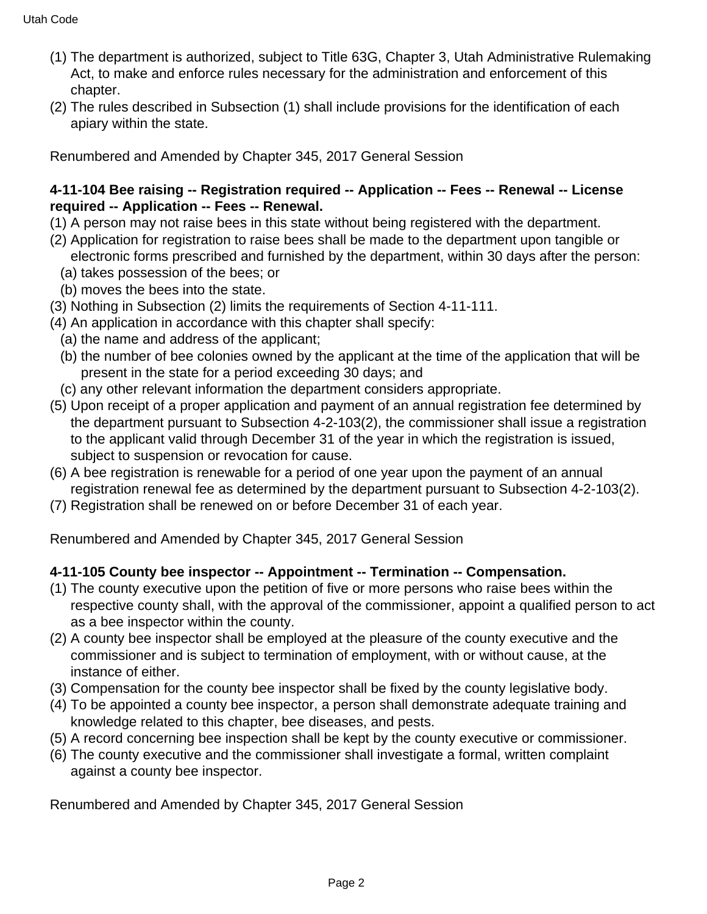(1) The department is authorized, subject to Title 63G, Chapter 3, Utah Administrative Rulemaking Act, to make and enforce rules necessary for the administration and enforcement of this chapter.

(2) The rules described in Subsection (1) shall include provisions for the identification of each apiary within the state.

Renumbered and Amended by Chapter 345, 2017 General Session

**4-11-104 Bee raising -- Registration required -- Application -- Fees -- Renewal -- License required -- Application -- Fees -- Renewal.**

(1) A person may not raise bees in this state without being registered with the department.

(2) Application for registration to raise bees shall be made to the department upon tangible or electronic forms prescribed and furnished by the department, within 30 days after the person:

  (a) takes possession of the bees; or

  (b) moves the bees into the state.

(3) Nothing in Subsection (2) limits the requirements of Section 4-11-111.

(4) An application in accordance with this chapter shall specify:

  (a) the name and address of the applicant;

  (b) the number of bee colonies owned by the applicant at the time of the application that will be present in the state for a period exceeding 30 days; and

  (c) any other relevant information the department considers appropriate.

(5) Upon receipt of a proper application and payment of an annual registration fee determined by the department pursuant to Subsection 4-2-103(2), the commissioner shall issue a registration to the applicant valid through December 31 of the year in which the registration is issued, subject to suspension or revocation for cause.

(6) A bee registration is renewable for a period of one year upon the payment of an annual registration renewal fee as determined by the department pursuant to Subsection 4-2-103(2).

(7) Registration shall be renewed on or before December 31 of each year.

Renumbered and Amended by Chapter 345, 2017 General Session

**4-11-105 County bee inspector -- Appointment -- Termination -- Compensation.**

(1) The county executive upon the petition of five or more persons who raise bees within the respective county shall, with the approval of the commissioner, appoint a qualified person to act as a bee inspector within the county.

(2) A county bee inspector shall be employed at the pleasure of the county executive and the commissioner and is subject to termination of employment, with or without cause, at the instance of either.

(3) Compensation for the county bee inspector shall be fixed by the county legislative body.

(4) To be appointed a county bee inspector, a person shall demonstrate adequate training and knowledge related to this chapter, bee diseases, and pests.

(5) A record concerning bee inspection shall be kept by the county executive or commissioner.

(6) The county executive and the commissioner shall investigate a formal, written complaint against a county bee inspector.

Renumbered and Amended by Chapter 345, 2017 General Session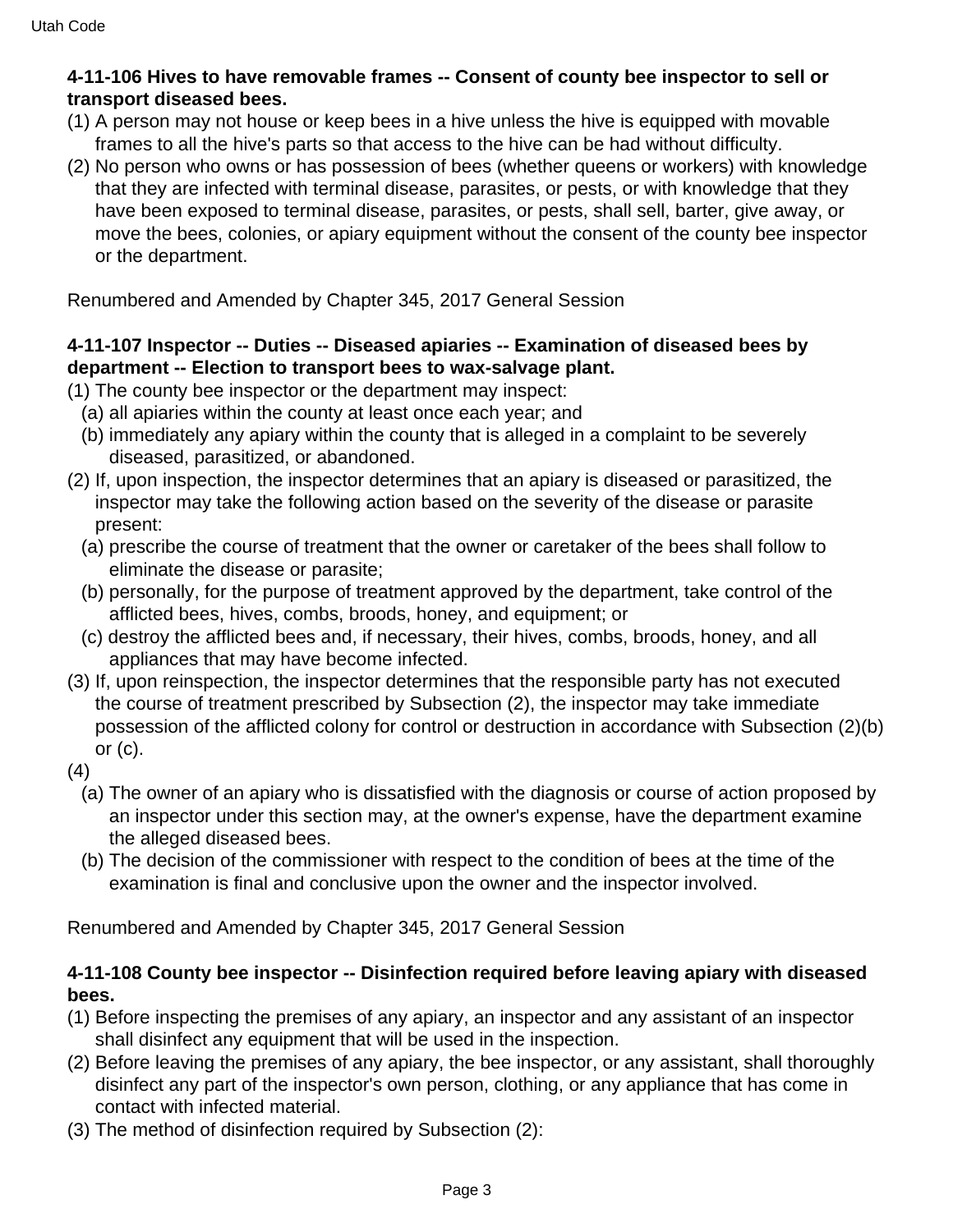**4-11-106 Hives to have removable frames -- Consent of county bee inspector to sell or transport diseased bees.**

(1) A person may not house or keep bees in a hive unless the hive is equipped with movable frames to all the hive's parts so that access to the hive can be had without difficulty.

(2) No person who owns or has possession of bees (whether queens or workers) with knowledge that they are infected with terminal disease, parasites, or pests, or with knowledge that they have been exposed to terminal disease, parasites, or pests, shall sell, barter, give away, or move the bees, colonies, or apiary equipment without the consent of the county bee inspector or the department.

Renumbered and Amended by Chapter 345, 2017 General Session

**4-11-107 Inspector -- Duties -- Diseased apiaries -- Examination of diseased bees by department -- Election to transport bees to wax-salvage plant.**

(1) The county bee inspector or the department may inspect:
  (a) all apiaries within the county at least once each year; and
  (b) immediately any apiary within the county that is alleged in a complaint to be severely diseased, parasitized, or abandoned.

(2) If, upon inspection, the inspector determines that an apiary is diseased or parasitized, the inspector may take the following action based on the severity of the disease or parasite present:
  (a) prescribe the course of treatment that the owner or caretaker of the bees shall follow to eliminate the disease or parasite;
  (b) personally, for the purpose of treatment approved by the department, take control of the afflicted bees, hives, combs, broods, honey, and equipment; or
  (c) destroy the afflicted bees and, if necessary, their hives, combs, broods, honey, and all appliances that may have become infected.

(3) If, upon reinspection, the inspector determines that the responsible party has not executed the course of treatment prescribed by Subsection (2), the inspector may take immediate possession of the afflicted colony for control or destruction in accordance with Subsection (2)(b) or (c).

(4)
  (a) The owner of an apiary who is dissatisfied with the diagnosis or course of action proposed by an inspector under this section may, at the owner's expense, have the department examine the alleged diseased bees.
  (b) The decision of the commissioner with respect to the condition of bees at the time of the examination is final and conclusive upon the owner and the inspector involved.

Renumbered and Amended by Chapter 345, 2017 General Session

**4-11-108 County bee inspector -- Disinfection required before leaving apiary with diseased bees.**

(1) Before inspecting the premises of any apiary, an inspector and any assistant of an inspector shall disinfect any equipment that will be used in the inspection.

(2) Before leaving the premises of any apiary, the bee inspector, or any assistant, shall thoroughly disinfect any part of the inspector's own person, clothing, or any appliance that has come in contact with infected material.

(3) The method of disinfection required by Subsection (2):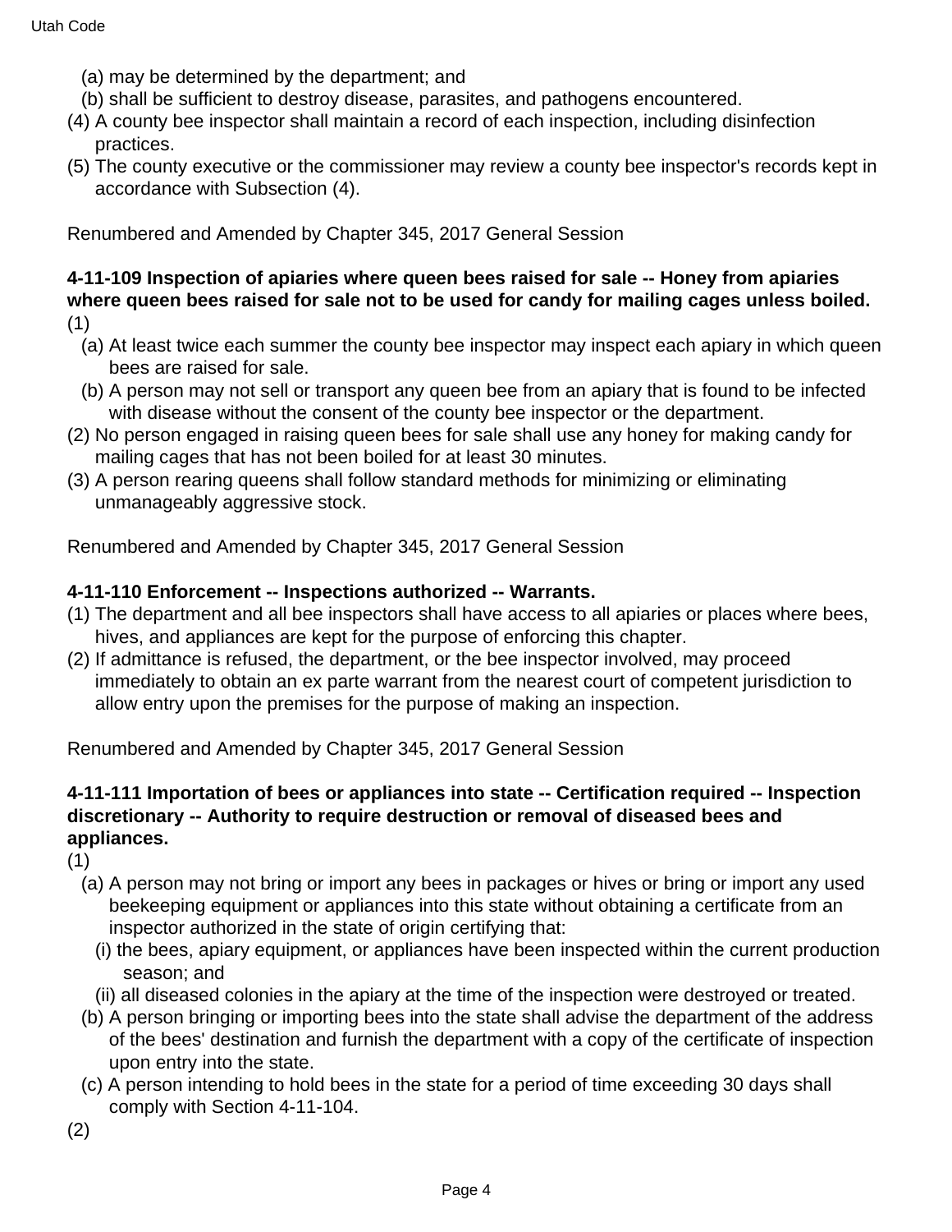(a) may be determined by the department; and

(b) shall be sufficient to destroy disease, parasites, and pathogens encountered.

(4) A county bee inspector shall maintain a record of each inspection, including disinfection practices.

(5) The county executive or the commissioner may review a county bee inspector's records kept in accordance with Subsection (4).

Renumbered and Amended by Chapter 345, 2017 General Session

**4-11-109 Inspection of apiaries where queen bees raised for sale -- Honey from apiaries where queen bees raised for sale not to be used for candy for mailing cages unless boiled.**

(1)

(a) At least twice each summer the county bee inspector may inspect each apiary in which queen bees are raised for sale.

(b) A person may not sell or transport any queen bee from an apiary that is found to be infected with disease without the consent of the county bee inspector or the department.

(2) No person engaged in raising queen bees for sale shall use any honey for making candy for mailing cages that has not been boiled for at least 30 minutes.

(3) A person rearing queens shall follow standard methods for minimizing or eliminating unmanageably aggressive stock.

Renumbered and Amended by Chapter 345, 2017 General Session

**4-11-110 Enforcement -- Inspections authorized -- Warrants.**

(1) The department and all bee inspectors shall have access to all apiaries or places where bees, hives, and appliances are kept for the purpose of enforcing this chapter.

(2) If admittance is refused, the department, or the bee inspector involved, may proceed immediately to obtain an ex parte warrant from the nearest court of competent jurisdiction to allow entry upon the premises for the purpose of making an inspection.

Renumbered and Amended by Chapter 345, 2017 General Session

**4-11-111 Importation of bees or appliances into state -- Certification required -- Inspection discretionary -- Authority to require destruction or removal of diseased bees and appliances.**

(1)

(a) A person may not bring or import any bees in packages or hives or bring or import any used beekeeping equipment or appliances into this state without obtaining a certificate from an inspector authorized in the state of origin certifying that:

(i) the bees, apiary equipment, or appliances have been inspected within the current production season; and

(ii) all diseased colonies in the apiary at the time of the inspection were destroyed or treated.

(b) A person bringing or importing bees into the state shall advise the department of the address of the bees' destination and furnish the department with a copy of the certificate of inspection upon entry into the state.

(c) A person intending to hold bees in the state for a period of time exceeding 30 days shall comply with Section 4-11-104.

(2)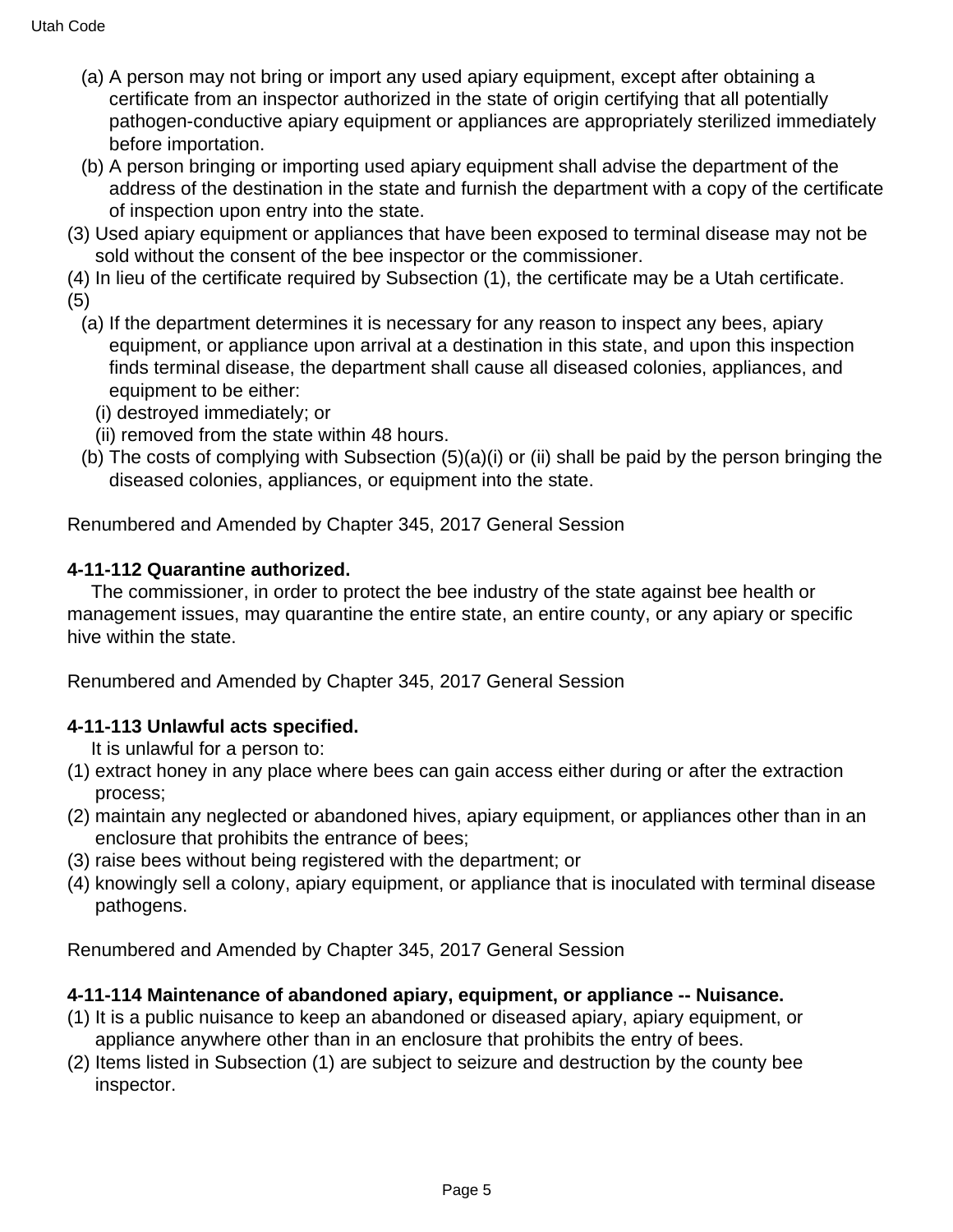(a) A person may not bring or import any used apiary equipment, except after obtaining a certificate from an inspector authorized in the state of origin certifying that all potentially pathogen-conductive apiary equipment or appliances are appropriately sterilized immediately before importation.

(b) A person bringing or importing used apiary equipment shall advise the department of the address of the destination in the state and furnish the department with a copy of the certificate of inspection upon entry into the state.

(3) Used apiary equipment or appliances that have been exposed to terminal disease may not be sold without the consent of the bee inspector or the commissioner.

(4) In lieu of the certificate required by Subsection (1), the certificate may be a Utah certificate.

(5)

(a) If the department determines it is necessary for any reason to inspect any bees, apiary equipment, or appliance upon arrival at a destination in this state, and upon this inspection finds terminal disease, the department shall cause all diseased colonies, appliances, and equipment to be either:

(i) destroyed immediately; or

(ii) removed from the state within 48 hours.

(b) The costs of complying with Subsection (5)(a)(i) or (ii) shall be paid by the person bringing the diseased colonies, appliances, or equipment into the state.

Renumbered and Amended by Chapter 345, 2017 General Session

**4-11-112 Quarantine authorized.**

The commissioner, in order to protect the bee industry of the state against bee health or management issues, may quarantine the entire state, an entire county, or any apiary or specific hive within the state.

Renumbered and Amended by Chapter 345, 2017 General Session

**4-11-113 Unlawful acts specified.**

It is unlawful for a person to:

(1) extract honey in any place where bees can gain access either during or after the extraction process;

(2) maintain any neglected or abandoned hives, apiary equipment, or appliances other than in an enclosure that prohibits the entrance of bees;

(3) raise bees without being registered with the department; or

(4) knowingly sell a colony, apiary equipment, or appliance that is inoculated with terminal disease pathogens.

Renumbered and Amended by Chapter 345, 2017 General Session

**4-11-114 Maintenance of abandoned apiary, equipment, or appliance -- Nuisance.**

(1) It is a public nuisance to keep an abandoned or diseased apiary, apiary equipment, or appliance anywhere other than in an enclosure that prohibits the entry of bees.

(2) Items listed in Subsection (1) are subject to seizure and destruction by the county bee inspector.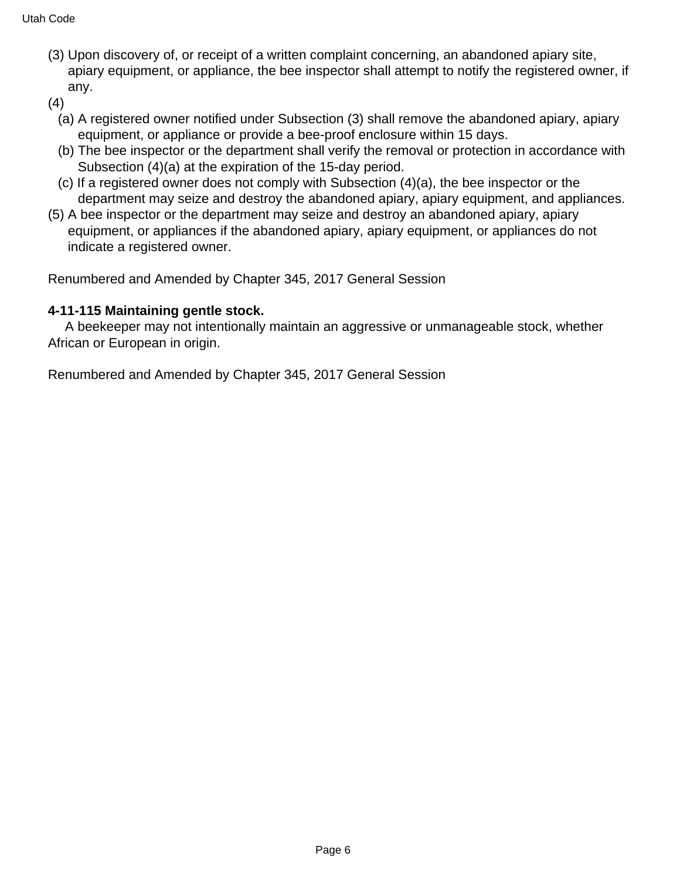(3) Upon discovery of, or receipt of a written complaint concerning, an abandoned apiary site, apiary equipment, or appliance, the bee inspector shall attempt to notify the registered owner, if any.

(4)

(a) A registered owner notified under Subsection (3) shall remove the abandoned apiary, apiary equipment, or appliance or provide a bee-proof enclosure within 15 days.

(b) The bee inspector or the department shall verify the removal or protection in accordance with Subsection (4)(a) at the expiration of the 15-day period.

(c) If a registered owner does not comply with Subsection (4)(a), the bee inspector or the department may seize and destroy the abandoned apiary, apiary equipment, and appliances.

(5) A bee inspector or the department may seize and destroy an abandoned apiary, apiary equipment, or appliances if the abandoned apiary, apiary equipment, or appliances do not indicate a registered owner.

Renumbered and Amended by Chapter 345, 2017 General Session

**4-11-115 Maintaining gentle stock.**

A beekeeper may not intentionally maintain an aggressive or unmanageable stock, whether African or European in origin.

Renumbered and Amended by Chapter 345, 2017 General Session